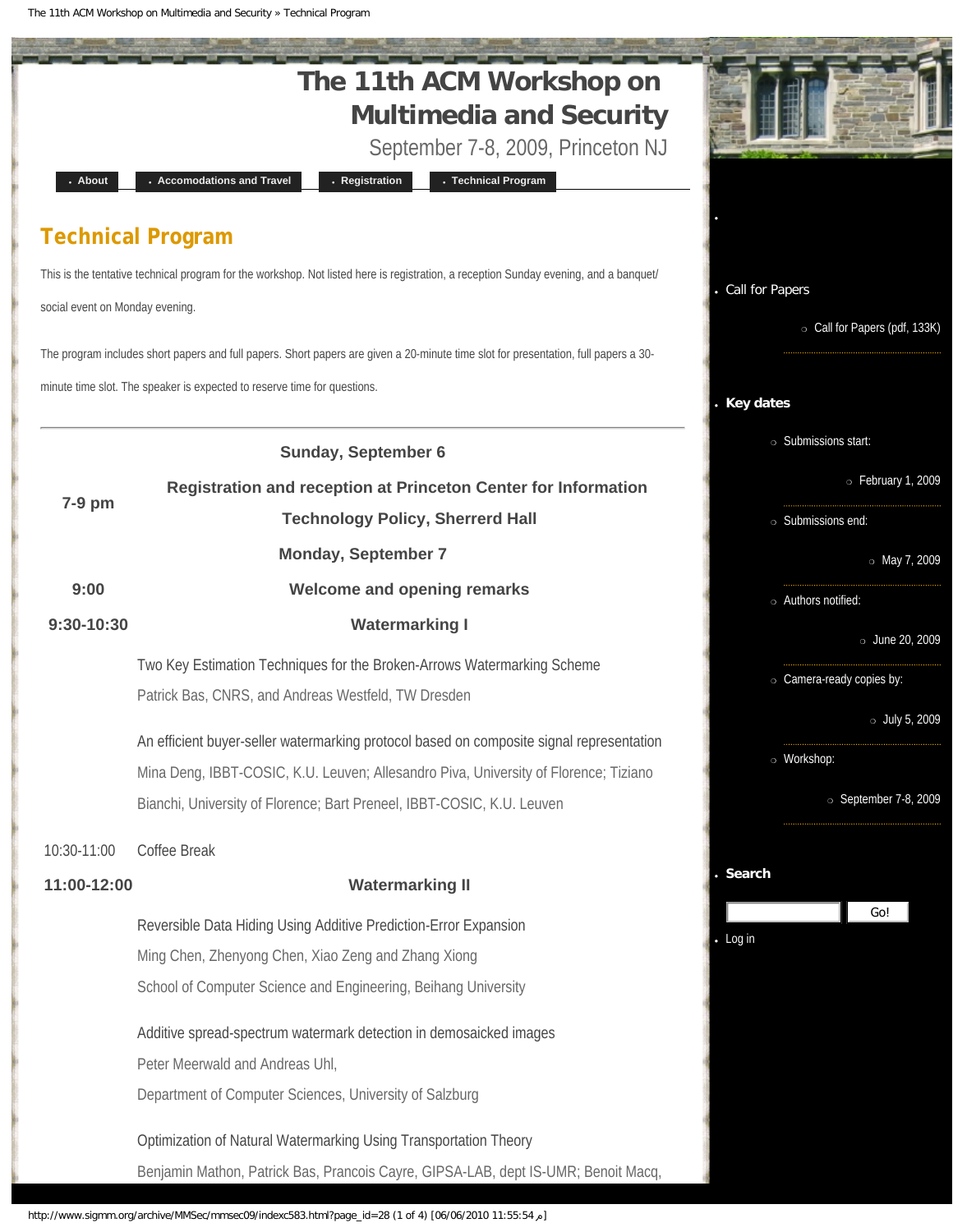# The 11th ACM Workshop on Multimedia and Security

September 7-8, 2009, Princeton NJ

- About
- Accomodations and Travel
- Registration
- Technical Program

## Technical Program

This is the tentative technical program for the workshop. Not listed here is registration, a reception Sunday evening, and a banquet/social event on Monday evening.

The program includes short papers and full papers. Short papers are given a 20-minute time slot for presentation, full papers a 30-minute time slot. The speaker is expected to reserve time for questions.

---

**Sunday, September 6**

**7-9 pm** — **Registration and reception at Princeton Center for Information Technology Policy, Sherrerd Hall**

**Monday, September 7**

**9:00** — **Welcome and opening remarks**

**9:30-10:30** — **Watermarking I**

Two Key Estimation Techniques for the Broken-Arrows Watermarking Scheme
Patrick Bas, CNRS, and Andreas Westfeld, TW Dresden

An efficient buyer-seller watermarking protocol based on composite signal representation
Mina Deng, IBBT-COSIC, K.U. Leuven; Allesandro Piva, University of Florence; Tiziano Bianchi, University of Florence; Bart Preneel, IBBT-COSIC, K.U. Leuven

10:30-11:00 — Coffee Break

**11:00-12:00** — **Watermarking II**

Reversible Data Hiding Using Additive Prediction-Error Expansion
Ming Chen, Zhenyong Chen, Xiao Zeng and Zhang Xiong
School of Computer Science and Engineering, Beihang University

Additive spread-spectrum watermark detection in demosaicked images
Peter Meerwald and Andreas Uhl,
Department of Computer Sciences, University of Salzburg

Optimization of Natural Watermarking Using Transportation Theory
Benjamin Mathon, Patrick Bas, Francois Cayre, GIPSA-LAB, dept IS-UMR; Benoit Macq,

---

- Call for Papers
  - Call for Papers (pdf, 133K)
- **Key dates**
  - Submissions start:
    - February 1, 2009
  - Submissions end:
    - May 7, 2009
  - Authors notified:
    - June 20, 2009
  - Camera-ready copies by:
    - July 5, 2009
  - Workshop:
    - September 7-8, 2009
- **Search**

  Go!
- Log in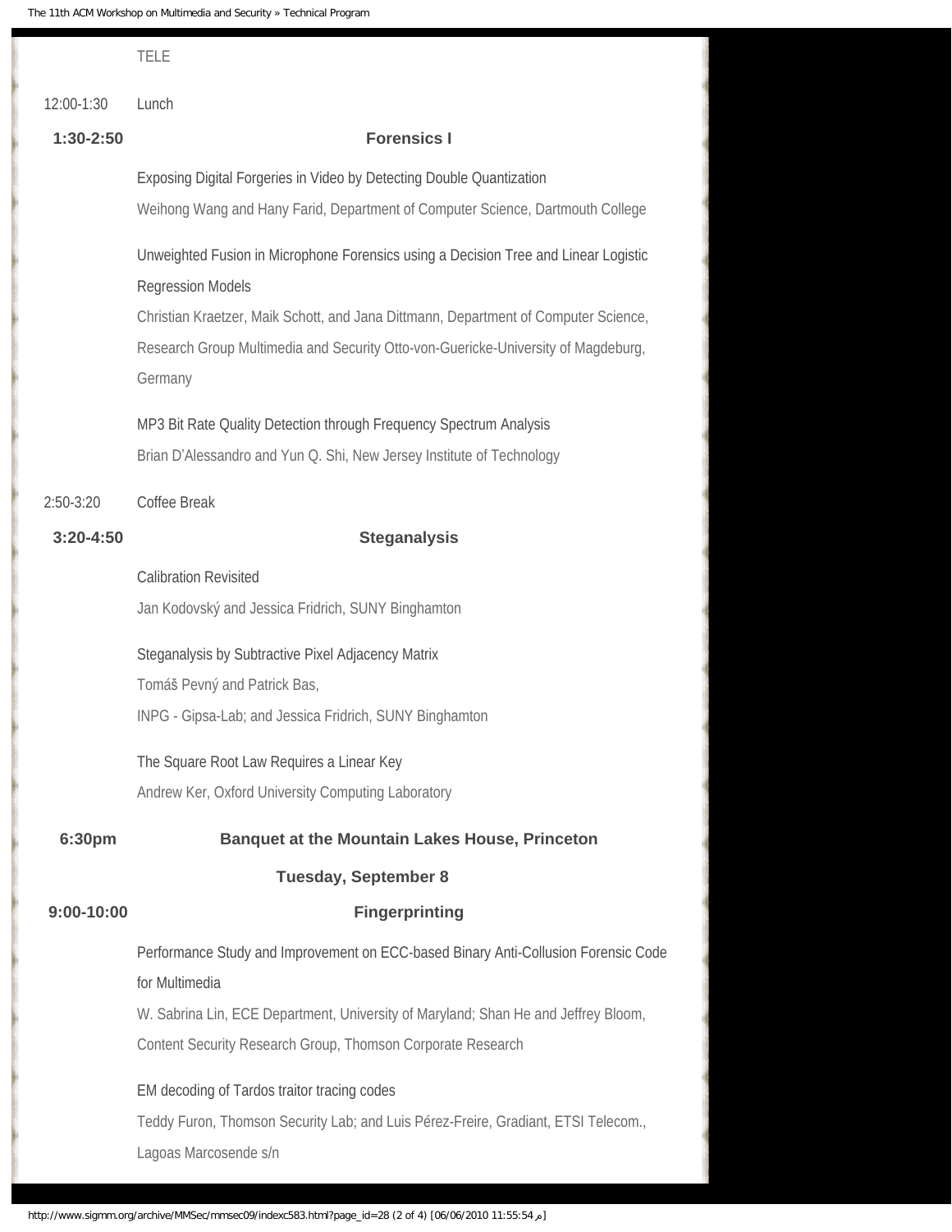TELE

12:00-1:30 Lunch

**1:30-2:50** **Forensics I**

Exposing Digital Forgeries in Video by Detecting Double Quantization

Weihong Wang and Hany Farid, Department of Computer Science, Dartmouth College

Unweighted Fusion in Microphone Forensics using a Decision Tree and Linear Logistic Regression Models

Christian Kraetzer, Maik Schott, and Jana Dittmann, Department of Computer Science, Research Group Multimedia and Security Otto-von-Guericke-University of Magdeburg, Germany

MP3 Bit Rate Quality Detection through Frequency Spectrum Analysis

Brian D'Alessandro and Yun Q. Shi, New Jersey Institute of Technology

2:50-3:20 Coffee Break

**3:20-4:50** **Steganalysis**

Calibration Revisited

Jan Kodovský and Jessica Fridrich, SUNY Binghamton

Steganalysis by Subtractive Pixel Adjacency Matrix

Tomáš Pevný and Patrick Bas,

INPG - Gipsa-Lab; and Jessica Fridrich, SUNY Binghamton

The Square Root Law Requires a Linear Key

Andrew Ker, Oxford University Computing Laboratory

**6:30pm** **Banquet at the Mountain Lakes House, Princeton**

**Tuesday, September 8**

**9:00-10:00** **Fingerprinting**

Performance Study and Improvement on ECC-based Binary Anti-Collusion Forensic Code for Multimedia

W. Sabrina Lin, ECE Department, University of Maryland; Shan He and Jeffrey Bloom, Content Security Research Group, Thomson Corporate Research

EM decoding of Tardos traitor tracing codes

Teddy Furon, Thomson Security Lab; and Luis Pérez-Freire, Gradiant, ETSI Telecom., Lagoas Marcosende s/n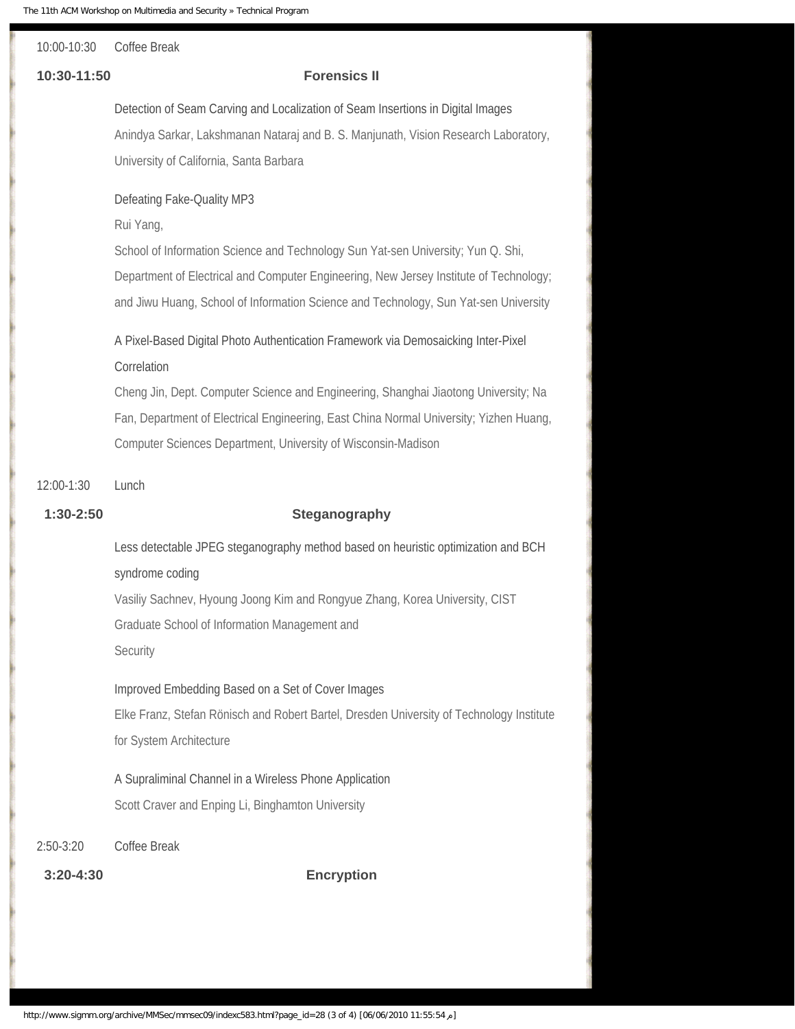10:00-10:30 Coffee Break

**10:30-11:50** **Forensics II**

Detection of Seam Carving and Localization of Seam Insertions in Digital Images
Anindya Sarkar, Lakshmanan Nataraj and B. S. Manjunath, Vision Research Laboratory, University of California, Santa Barbara

Defeating Fake-Quality MP3
Rui Yang,
School of Information Science and Technology Sun Yat-sen University; Yun Q. Shi, Department of Electrical and Computer Engineering, New Jersey Institute of Technology; and Jiwu Huang, School of Information Science and Technology, Sun Yat-sen University

A Pixel-Based Digital Photo Authentication Framework via Demosaicking Inter-Pixel Correlation
Cheng Jin, Dept. Computer Science and Engineering, Shanghai Jiaotong University; Na Fan, Department of Electrical Engineering, East China Normal University; Yizhen Huang, Computer Sciences Department, University of Wisconsin-Madison

12:00-1:30 Lunch

**1:30-2:50** **Steganography**

Less detectable JPEG steganography method based on heuristic optimization and BCH syndrome coding
Vasiliy Sachnev, Hyoung Joong Kim and Rongyue Zhang, Korea University, CIST Graduate School of Information Management and Security

Improved Embedding Based on a Set of Cover Images
Elke Franz, Stefan Rönisch and Robert Bartel, Dresden University of Technology Institute for System Architecture

A Supraliminal Channel in a Wireless Phone Application
Scott Craver and Enping Li, Binghamton University

2:50-3:20 Coffee Break

**3:20-4:30** **Encryption**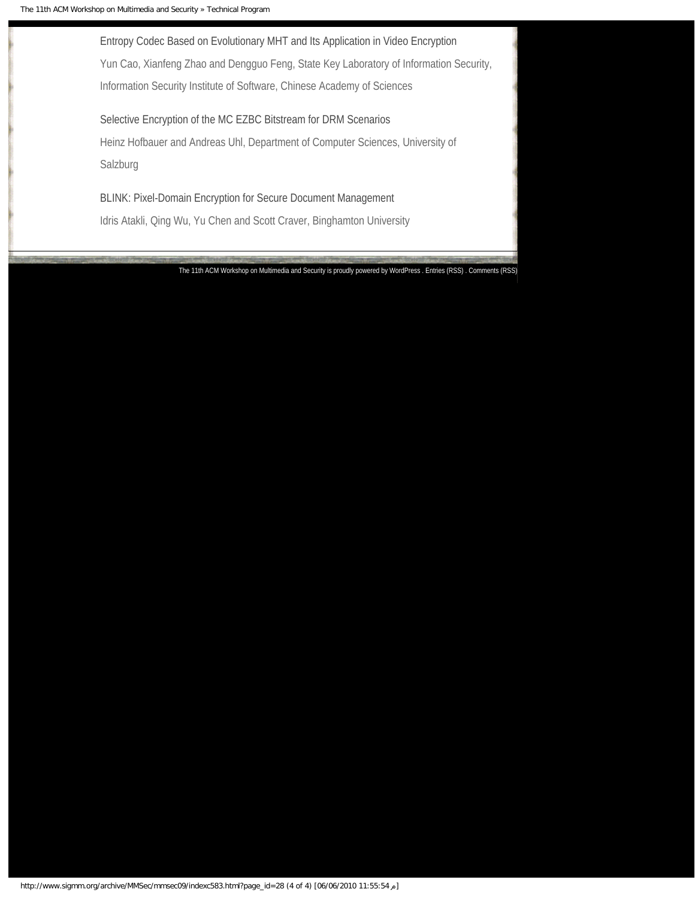Entropy Codec Based on Evolutionary MHT and Its Application in Video Encryption

Yun Cao, Xianfeng Zhao and Dengguo Feng, State Key Laboratory of Information Security, Information Security Institute of Software, Chinese Academy of Sciences

Selective Encryption of the MC EZBC Bitstream for DRM Scenarios

Heinz Hofbauer and Andreas Uhl, Department of Computer Sciences, University of Salzburg

BLINK: Pixel-Domain Encryption for Secure Document Management

Idris Atakli, Qing Wu, Yu Chen and Scott Craver, Binghamton University

The 11th ACM Workshop on Multimedia and Security is proudly powered by WordPress . Entries (RSS) . Comments (RSS)